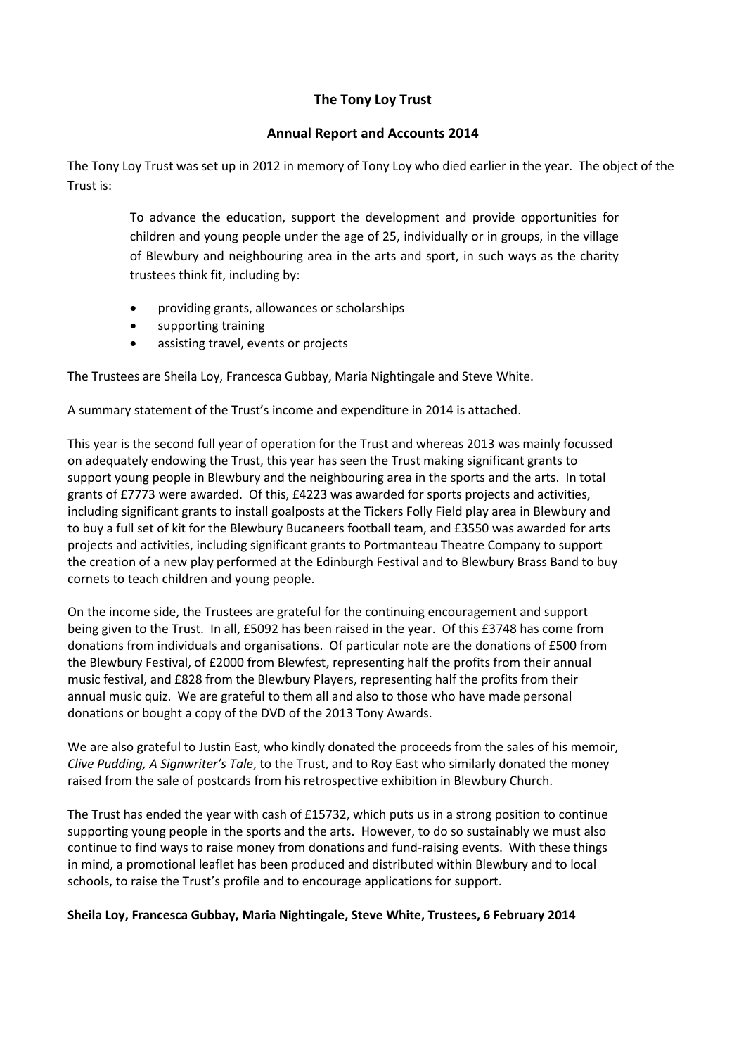# The Tony Loy Trust

## Annual Report and Accounts 2014

The Tony Loy Trust was set up in 2012 in memory of Tony Loy who died earlier in the year. The object of the Trust is:

> To advance the education, support the development and provide opportunities for children and young people under the age of 25, individually or in groups, in the village of Blewbury and neighbouring area in the arts and sport, in such ways as the charity trustees think fit, including by:
>
> - providing grants, allowances or scholarships
> - supporting training
> - assisting travel, events or projects

The Trustees are Sheila Loy, Francesca Gubbay, Maria Nightingale and Steve White.

A summary statement of the Trust's income and expenditure in 2014 is attached.

This year is the second full year of operation for the Trust and whereas 2013 was mainly focussed on adequately endowing the Trust, this year has seen the Trust making significant grants to support young people in Blewbury and the neighbouring area in the sports and the arts. In total grants of £7773 were awarded. Of this, £4223 was awarded for sports projects and activities, including significant grants to install goalposts at the Tickers Folly Field play area in Blewbury and to buy a full set of kit for the Blewbury Bucaneers football team, and £3550 was awarded for arts projects and activities, including significant grants to Portmanteau Theatre Company to support the creation of a new play performed at the Edinburgh Festival and to Blewbury Brass Band to buy cornets to teach children and young people.

On the income side, the Trustees are grateful for the continuing encouragement and support being given to the Trust. In all, £5092 has been raised in the year. Of this £3748 has come from donations from individuals and organisations. Of particular note are the donations of £500 from the Blewbury Festival, of £2000 from Blewfest, representing half the profits from their annual music festival, and £828 from the Blewbury Players, representing half the profits from their annual music quiz. We are grateful to them all and also to those who have made personal donations or bought a copy of the DVD of the 2013 Tony Awards.

We are also grateful to Justin East, who kindly donated the proceeds from the sales of his memoir, *Clive Pudding, A Signwriter's Tale*, to the Trust, and to Roy East who similarly donated the money raised from the sale of postcards from his retrospective exhibition in Blewbury Church.

The Trust has ended the year with cash of £15732, which puts us in a strong position to continue supporting young people in the sports and the arts. However, to do so sustainably we must also continue to find ways to raise money from donations and fund-raising events. With these things in mind, a promotional leaflet has been produced and distributed within Blewbury and to local schools, to raise the Trust's profile and to encourage applications for support.

**Sheila Loy, Francesca Gubbay, Maria Nightingale, Steve White, Trustees, 6 February 2014**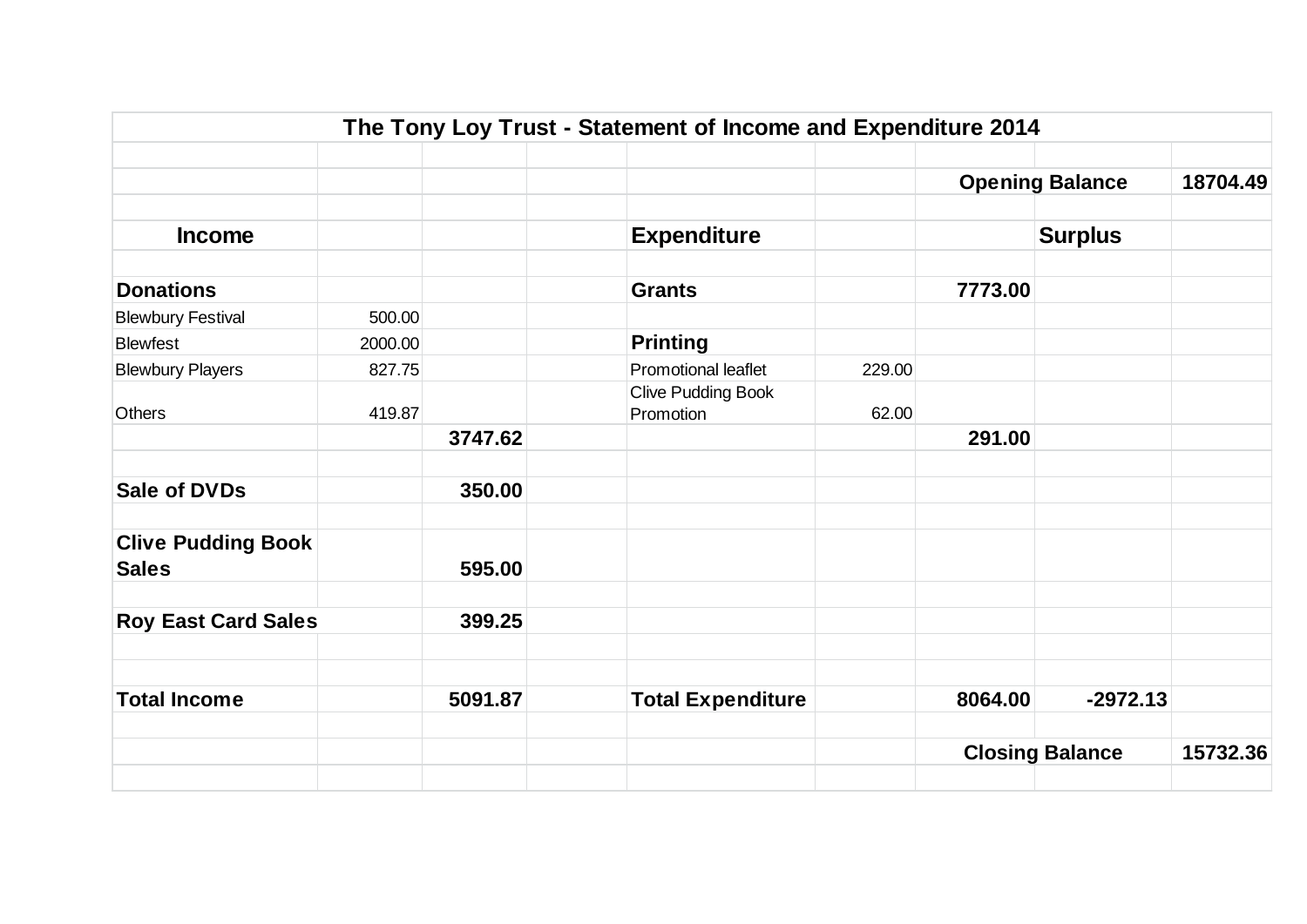# The Tony Loy Trust - Statement of Income and Expenditure 2014

| | | | | | | | | |
|---|---|---|---|---|---|---|---|---|
| | | | | | | **Opening Balance** | | **18704.49** |
| **Income** | | | | **Expenditure** | | | **Surplus** | |
| **Donations** | | | | **Grants** | | **7773.00** | | |
| Blewbury Festival | 500.00 | | | | | | | |
| Blewfest | 2000.00 | | | **Printing** | | | | |
| Blewbury Players | 827.75 | | | Promotional leaflet | 229.00 | | | |
| Others | 419.87 | | | Clive Pudding Book Promotion | 62.00 | | | |
| | | **3747.62** | | | | **291.00** | | |
| **Sale of DVDs** | | **350.00** | | | | | | |
| **Clive Pudding Book Sales** | | **595.00** | | | | | | |
| **Roy East Card Sales** | | **399.25** | | | | | | |
| **Total Income** | | **5091.87** | | **Total Expenditure** | | **8064.00** | **-2972.13** | |
| | | | | | | **Closing Balance** | | **15732.36** |